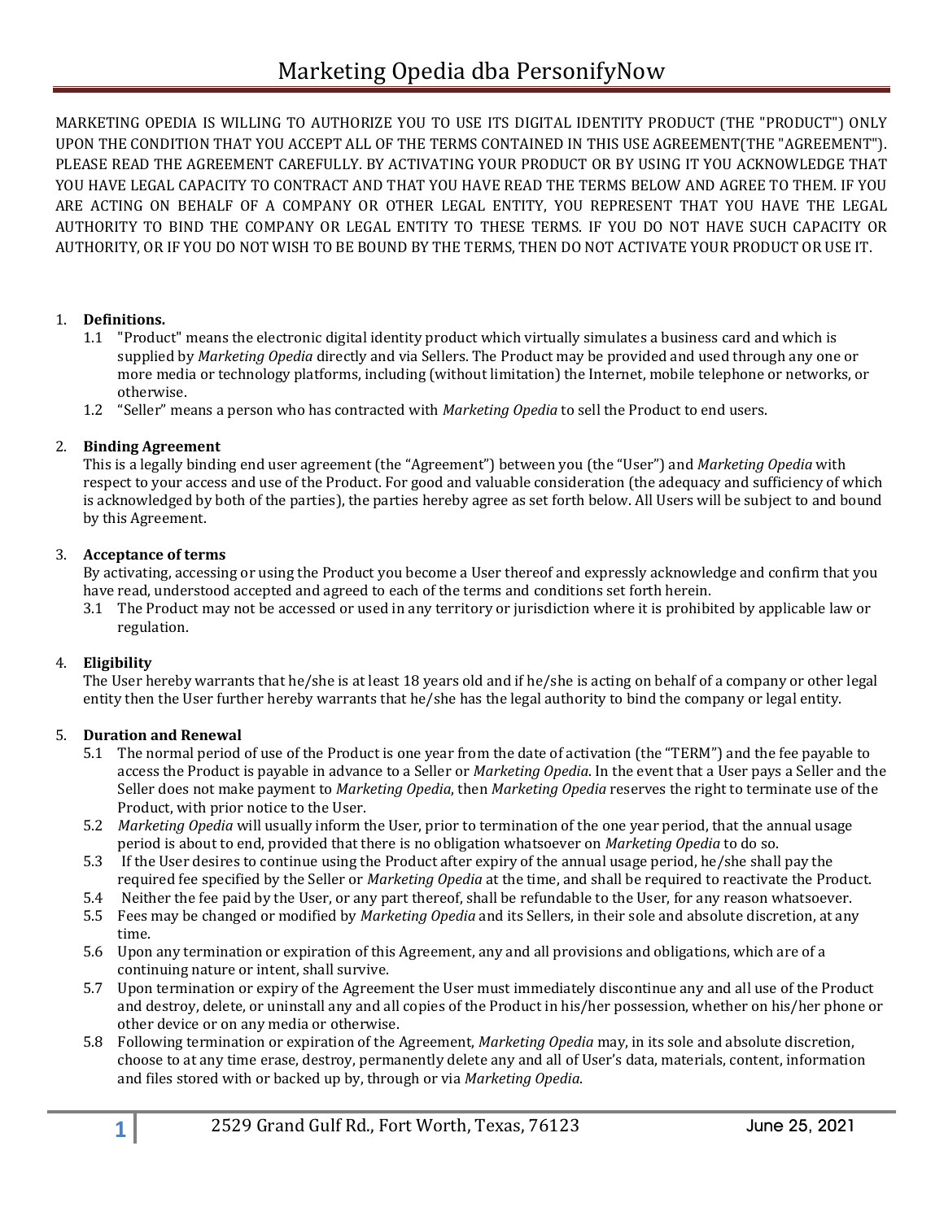# Marketing Opedia dba PersonifyNow

MARKETING OPEDIA IS WILLING TO AUTHORIZE YOU TO USE ITS DIGITAL IDENTITY PRODUCT (THE "PRODUCT") ONLY UPON THE CONDITION THAT YOU ACCEPT ALL OF THE TERMS CONTAINED IN THIS USE AGREEMENT(THE "AGREEMENT"). PLEASE READ THE AGREEMENT CAREFULLY. BY ACTIVATING YOUR PRODUCT OR BY USING IT YOU ACKNOWLEDGE THAT YOU HAVE LEGAL CAPACITY TO CONTRACT AND THAT YOU HAVE READ THE TERMS BELOW AND AGREE TO THEM. IF YOU ARE ACTING ON BEHALF OF A COMPANY OR OTHER LEGAL ENTITY, YOU REPRESENT THAT YOU HAVE THE LEGAL AUTHORITY TO BIND THE COMPANY OR LEGAL ENTITY TO THESE TERMS. IF YOU DO NOT HAVE SUCH CAPACITY OR AUTHORITY, OR IF YOU DO NOT WISH TO BE BOUND BY THE TERMS, THEN DO NOT ACTIVATE YOUR PRODUCT OR USE IT.

1. **Definitions.**
   1.1 "Product" means the electronic digital identity product which virtually simulates a business card and which is supplied by *Marketing Opedia* directly and via Sellers. The Product may be provided and used through any one or more media or technology platforms, including (without limitation) the Internet, mobile telephone or networks, or otherwise.
   1.2 "Seller" means a person who has contracted with *Marketing Opedia* to sell the Product to end users.

2. **Binding Agreement**
   This is a legally binding end user agreement (the "Agreement") between you (the "User") and *Marketing Opedia* with respect to your access and use of the Product. For good and valuable consideration (the adequacy and sufficiency of which is acknowledged by both of the parties), the parties hereby agree as set forth below. All Users will be subject to and bound by this Agreement.

3. **Acceptance of terms**
   By activating, accessing or using the Product you become a User thereof and expressly acknowledge and confirm that you have read, understood accepted and agreed to each of the terms and conditions set forth herein.
   3.1 The Product may not be accessed or used in any territory or jurisdiction where it is prohibited by applicable law or regulation.

4. **Eligibility**
   The User hereby warrants that he/she is at least 18 years old and if he/she is acting on behalf of a company or other legal entity then the User further hereby warrants that he/she has the legal authority to bind the company or legal entity.

5. **Duration and Renewal**
   5.1 The normal period of use of the Product is one year from the date of activation (the "TERM") and the fee payable to access the Product is payable in advance to a Seller or *Marketing Opedia*. In the event that a User pays a Seller and the Seller does not make payment to *Marketing Opedia*, then *Marketing Opedia* reserves the right to terminate use of the Product, with prior notice to the User.
   5.2 *Marketing Opedia* will usually inform the User, prior to termination of the one year period, that the annual usage period is about to end, provided that there is no obligation whatsoever on *Marketing Opedia* to do so.
   5.3 If the User desires to continue using the Product after expiry of the annual usage period, he/she shall pay the required fee specified by the Seller or *Marketing Opedia* at the time, and shall be required to reactivate the Product.
   5.4 Neither the fee paid by the User, or any part thereof, shall be refundable to the User, for any reason whatsoever.
   5.5 Fees may be changed or modified by *Marketing Opedia* and its Sellers, in their sole and absolute discretion, at any time.
   5.6 Upon any termination or expiration of this Agreement, any and all provisions and obligations, which are of a continuing nature or intent, shall survive.
   5.7 Upon termination or expiry of the Agreement the User must immediately discontinue any and all use of the Product and destroy, delete, or uninstall any and all copies of the Product in his/her possession, whether on his/her phone or other device or on any media or otherwise.
   5.8 Following termination or expiration of the Agreement, *Marketing Opedia* may, in its sole and absolute discretion, choose to at any time erase, destroy, permanently delete any and all of User's data, materials, content, information and files stored with or backed up by, through or via *Marketing Opedia*.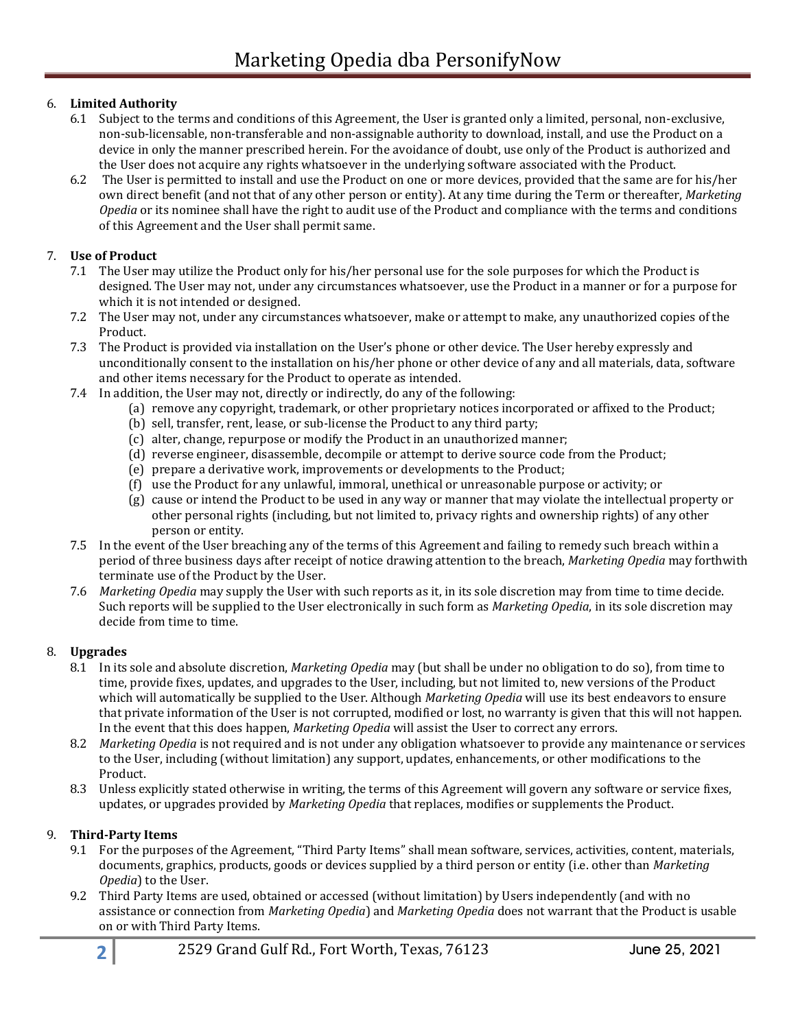6. **Limited Authority**
   - 6.1 Subject to the terms and conditions of this Agreement, the User is granted only a limited, personal, non-exclusive, non-sub-licensable, non-transferable and non-assignable authority to download, install, and use the Product on a device in only the manner prescribed herein. For the avoidance of doubt, use only of the Product is authorized and the User does not acquire any rights whatsoever in the underlying software associated with the Product.
   - 6.2 The User is permitted to install and use the Product on one or more devices, provided that the same are for his/her own direct benefit (and not that of any other person or entity). At any time during the Term or thereafter, *Marketing Opedia* or its nominee shall have the right to audit use of the Product and compliance with the terms and conditions of this Agreement and the User shall permit same.

7. **Use of Product**
   - 7.1 The User may utilize the Product only for his/her personal use for the sole purposes for which the Product is designed. The User may not, under any circumstances whatsoever, use the Product in a manner or for a purpose for which it is not intended or designed.
   - 7.2 The User may not, under any circumstances whatsoever, make or attempt to make, any unauthorized copies of the Product.
   - 7.3 The Product is provided via installation on the User's phone or other device. The User hereby expressly and unconditionally consent to the installation on his/her phone or other device of any and all materials, data, software and other items necessary for the Product to operate as intended.
   - 7.4 In addition, the User may not, directly or indirectly, do any of the following:
     - (a) remove any copyright, trademark, or other proprietary notices incorporated or affixed to the Product;
     - (b) sell, transfer, rent, lease, or sub-license the Product to any third party;
     - (c) alter, change, repurpose or modify the Product in an unauthorized manner;
     - (d) reverse engineer, disassemble, decompile or attempt to derive source code from the Product;
     - (e) prepare a derivative work, improvements or developments to the Product;
     - (f) use the Product for any unlawful, immoral, unethical or unreasonable purpose or activity; or
     - (g) cause or intend the Product to be used in any way or manner that may violate the intellectual property or other personal rights (including, but not limited to, privacy rights and ownership rights) of any other person or entity.
   - 7.5 In the event of the User breaching any of the terms of this Agreement and failing to remedy such breach within a period of three business days after receipt of notice drawing attention to the breach, *Marketing Opedia* may forthwith terminate use of the Product by the User.
   - 7.6 *Marketing Opedia* may supply the User with such reports as it, in its sole discretion may from time to time decide. Such reports will be supplied to the User electronically in such form as *Marketing Opedia*, in its sole discretion may decide from time to time.

8. **Upgrades**
   - 8.1 In its sole and absolute discretion, *Marketing Opedia* may (but shall be under no obligation to do so), from time to time, provide fixes, updates, and upgrades to the User, including, but not limited to, new versions of the Product which will automatically be supplied to the User. Although *Marketing Opedia* will use its best endeavors to ensure that private information of the User is not corrupted, modified or lost, no warranty is given that this will not happen. In the event that this does happen, *Marketing Opedia* will assist the User to correct any errors.
   - 8.2 *Marketing Opedia* is not required and is not under any obligation whatsoever to provide any maintenance or services to the User, including (without limitation) any support, updates, enhancements, or other modifications to the Product.
   - 8.3 Unless explicitly stated otherwise in writing, the terms of this Agreement will govern any software or service fixes, updates, or upgrades provided by *Marketing Opedia* that replaces, modifies or supplements the Product.

9. **Third-Party Items**
   - 9.1 For the purposes of the Agreement, "Third Party Items" shall mean software, services, activities, content, materials, documents, graphics, products, goods or devices supplied by a third person or entity (i.e. other than *Marketing Opedia*) to the User.
   - 9.2 Third Party Items are used, obtained or accessed (without limitation) by Users independently (and with no assistance or connection from *Marketing Opedia*) and *Marketing Opedia* does not warrant that the Product is usable on or with Third Party Items.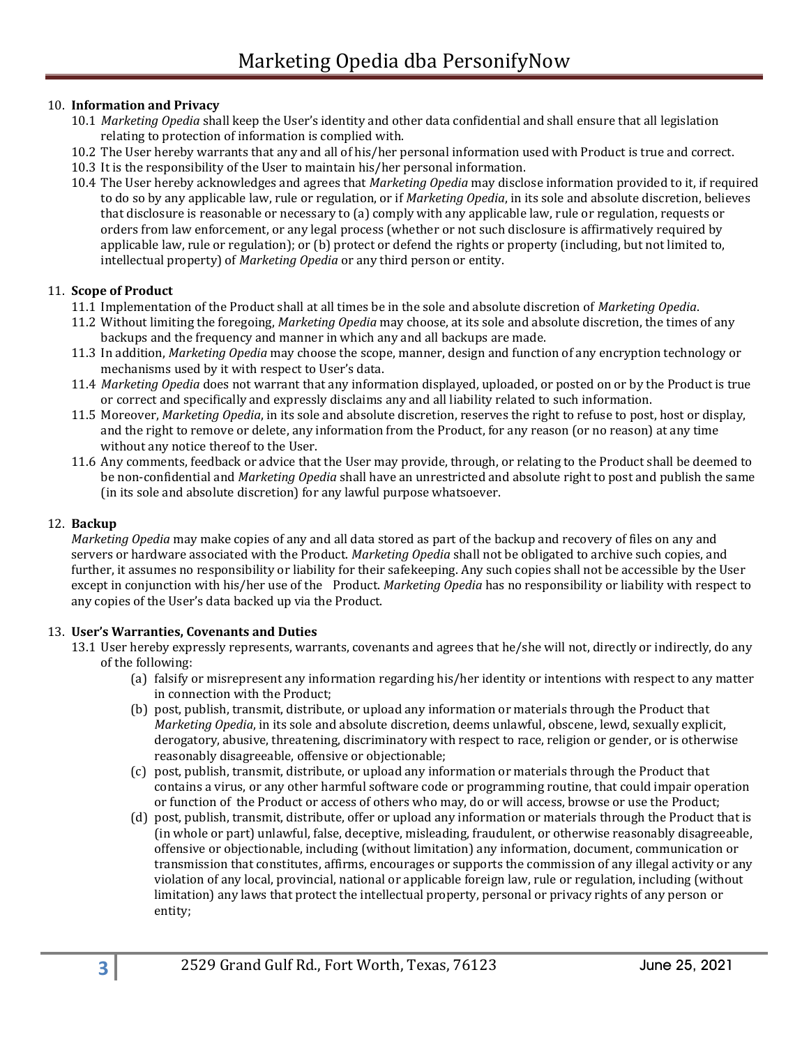10. **Information and Privacy**
    10.1 *Marketing Opedia* shall keep the User's identity and other data confidential and shall ensure that all legislation relating to protection of information is complied with.
    10.2 The User hereby warrants that any and all of his/her personal information used with Product is true and correct.
    10.3 It is the responsibility of the User to maintain his/her personal information.
    10.4 The User hereby acknowledges and agrees that *Marketing Opedia* may disclose information provided to it, if required to do so by any applicable law, rule or regulation, or if *Marketing Opedia*, in its sole and absolute discretion, believes that disclosure is reasonable or necessary to (a) comply with any applicable law, rule or regulation, requests or orders from law enforcement, or any legal process (whether or not such disclosure is affirmatively required by applicable law, rule or regulation); or (b) protect or defend the rights or property (including, but not limited to, intellectual property) of *Marketing Opedia* or any third person or entity.

11. **Scope of Product**
    11.1 Implementation of the Product shall at all times be in the sole and absolute discretion of *Marketing Opedia*.
    11.2 Without limiting the foregoing, *Marketing Opedia* may choose, at its sole and absolute discretion, the times of any backups and the frequency and manner in which any and all backups are made.
    11.3 In addition, *Marketing Opedia* may choose the scope, manner, design and function of any encryption technology or mechanisms used by it with respect to User's data.
    11.4 *Marketing Opedia* does not warrant that any information displayed, uploaded, or posted on or by the Product is true or correct and specifically and expressly disclaims any and all liability related to such information.
    11.5 Moreover, *Marketing Opedia*, in its sole and absolute discretion, reserves the right to refuse to post, host or display, and the right to remove or delete, any information from the Product, for any reason (or no reason) at any time without any notice thereof to the User.
    11.6 Any comments, feedback or advice that the User may provide, through, or relating to the Product shall be deemed to be non-confidential and *Marketing Opedia* shall have an unrestricted and absolute right to post and publish the same (in its sole and absolute discretion) for any lawful purpose whatsoever.

12. **Backup**
    *Marketing Opedia* may make copies of any and all data stored as part of the backup and recovery of files on any and servers or hardware associated with the Product. *Marketing Opedia* shall not be obligated to archive such copies, and further, it assumes no responsibility or liability for their safekeeping. Any such copies shall not be accessible by the User except in conjunction with his/her use of the Product. *Marketing Opedia* has no responsibility or liability with respect to any copies of the User's data backed up via the Product.

13. **User's Warranties, Covenants and Duties**
    13.1 User hereby expressly represents, warrants, covenants and agrees that he/she will not, directly or indirectly, do any of the following:
    (a) falsify or misrepresent any information regarding his/her identity or intentions with respect to any matter in connection with the Product;
    (b) post, publish, transmit, distribute, or upload any information or materials through the Product that *Marketing Opedia*, in its sole and absolute discretion, deems unlawful, obscene, lewd, sexually explicit, derogatory, abusive, threatening, discriminatory with respect to race, religion or gender, or is otherwise reasonably disagreeable, offensive or objectionable;
    (c) post, publish, transmit, distribute, or upload any information or materials through the Product that contains a virus, or any other harmful software code or programming routine, that could impair operation or function of the Product or access of others who may, do or will access, browse or use the Product;
    (d) post, publish, transmit, distribute, offer or upload any information or materials through the Product that is (in whole or part) unlawful, false, deceptive, misleading, fraudulent, or otherwise reasonably disagreeable, offensive or objectionable, including (without limitation) any information, document, communication or transmission that constitutes, affirms, encourages or supports the commission of any illegal activity or any violation of any local, provincial, national or applicable foreign law, rule or regulation, including (without limitation) any laws that protect the intellectual property, personal or privacy rights of any person or entity;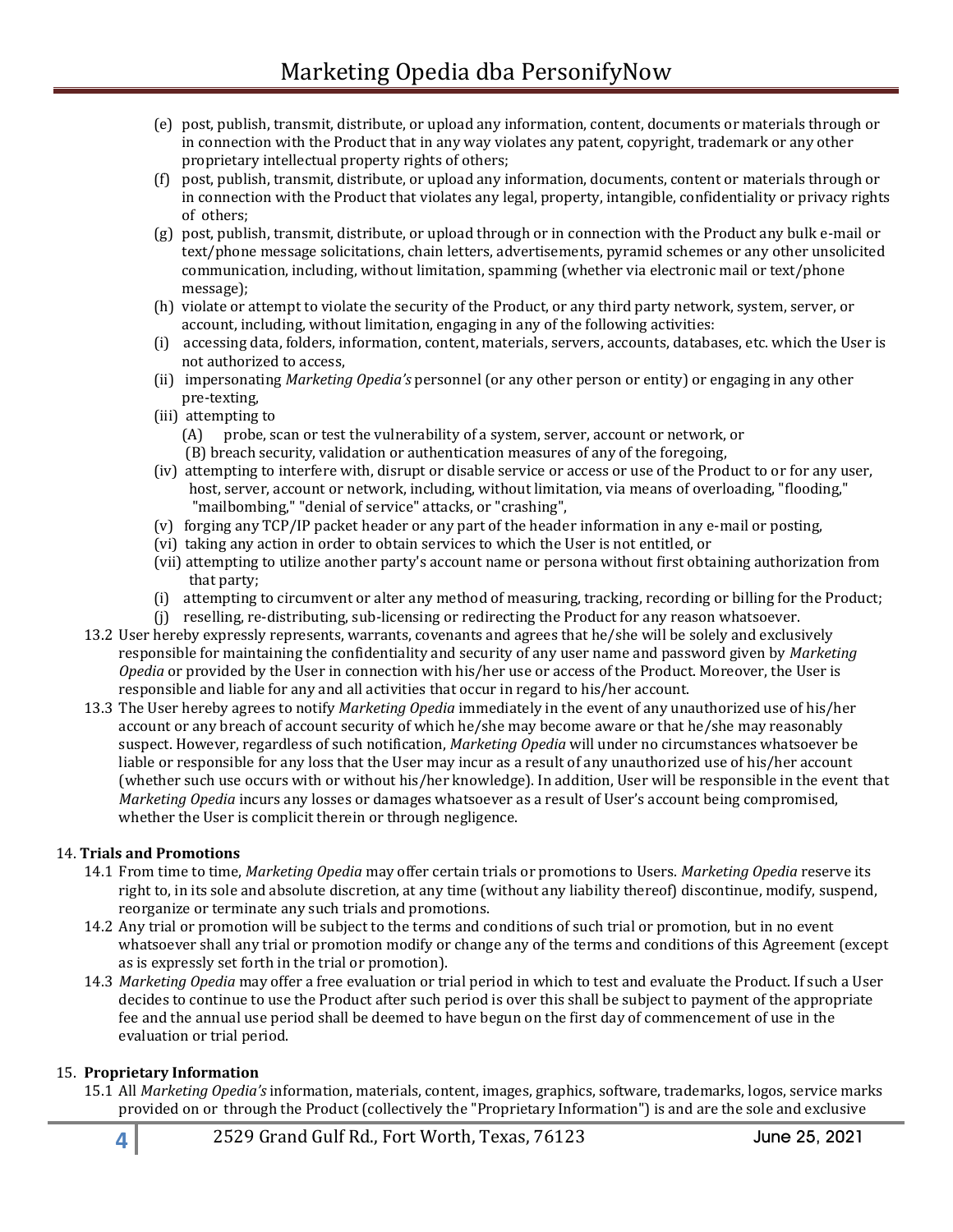(e) post, publish, transmit, distribute, or upload any information, content, documents or materials through or in connection with the Product that in any way violates any patent, copyright, trademark or any other proprietary intellectual property rights of others;

(f) post, publish, transmit, distribute, or upload any information, documents, content or materials through or in connection with the Product that violates any legal, property, intangible, confidentiality or privacy rights of others;

(g) post, publish, transmit, distribute, or upload through or in connection with the Product any bulk e-mail or text/phone message solicitations, chain letters, advertisements, pyramid schemes or any other unsolicited communication, including, without limitation, spamming (whether via electronic mail or text/phone message);

(h) violate or attempt to violate the security of the Product, or any third party network, system, server, or account, including, without limitation, engaging in any of the following activities:

(i) accessing data, folders, information, content, materials, servers, accounts, databases, etc. which the User is not authorized to access,

(ii) impersonating *Marketing Opedia's* personnel (or any other person or entity) or engaging in any other pre-texting,

(iii) attempting to
    (A) probe, scan or test the vulnerability of a system, server, account or network, or
    (B) breach security, validation or authentication measures of any of the foregoing,

(iv) attempting to interfere with, disrupt or disable service or access or use of the Product to or for any user, host, server, account or network, including, without limitation, via means of overloading, "flooding," "mailbombing," "denial of service" attacks, or "crashing",

(v) forging any TCP/IP packet header or any part of the header information in any e-mail or posting,

(vi) taking any action in order to obtain services to which the User is not entitled, or

(vii) attempting to utilize another party's account name or persona without first obtaining authorization from that party;

(i) attempting to circumvent or alter any method of measuring, tracking, recording or billing for the Product;

(j) reselling, re-distributing, sub-licensing or redirecting the Product for any reason whatsoever.

13.2 User hereby expressly represents, warrants, covenants and agrees that he/she will be solely and exclusively responsible for maintaining the confidentiality and security of any user name and password given by *Marketing Opedia* or provided by the User in connection with his/her use or access of the Product. Moreover, the User is responsible and liable for any and all activities that occur in regard to his/her account.

13.3 The User hereby agrees to notify *Marketing Opedia* immediately in the event of any unauthorized use of his/her account or any breach of account security of which he/she may become aware or that he/she may reasonably suspect. However, regardless of such notification, *Marketing Opedia* will under no circumstances whatsoever be liable or responsible for any loss that the User may incur as a result of any unauthorized use of his/her account (whether such use occurs with or without his/her knowledge). In addition, User will be responsible in the event that *Marketing Opedia* incurs any losses or damages whatsoever as a result of User's account being compromised, whether the User is complicit therein or through negligence.

## 14. **Trials and Promotions**

14.1 From time to time, *Marketing Opedia* may offer certain trials or promotions to Users. *Marketing Opedia* reserve its right to, in its sole and absolute discretion, at any time (without any liability thereof) discontinue, modify, suspend, reorganize or terminate any such trials and promotions.

14.2 Any trial or promotion will be subject to the terms and conditions of such trial or promotion, but in no event whatsoever shall any trial or promotion modify or change any of the terms and conditions of this Agreement (except as is expressly set forth in the trial or promotion).

14.3 *Marketing Opedia* may offer a free evaluation or trial period in which to test and evaluate the Product. If such a User decides to continue to use the Product after such period is over this shall be subject to payment of the appropriate fee and the annual use period shall be deemed to have begun on the first day of commencement of use in the evaluation or trial period.

## 15. **Proprietary Information**

15.1 All *Marketing Opedia's* information, materials, content, images, graphics, software, trademarks, logos, service marks provided on or through the Product (collectively the "Proprietary Information") is and are the sole and exclusive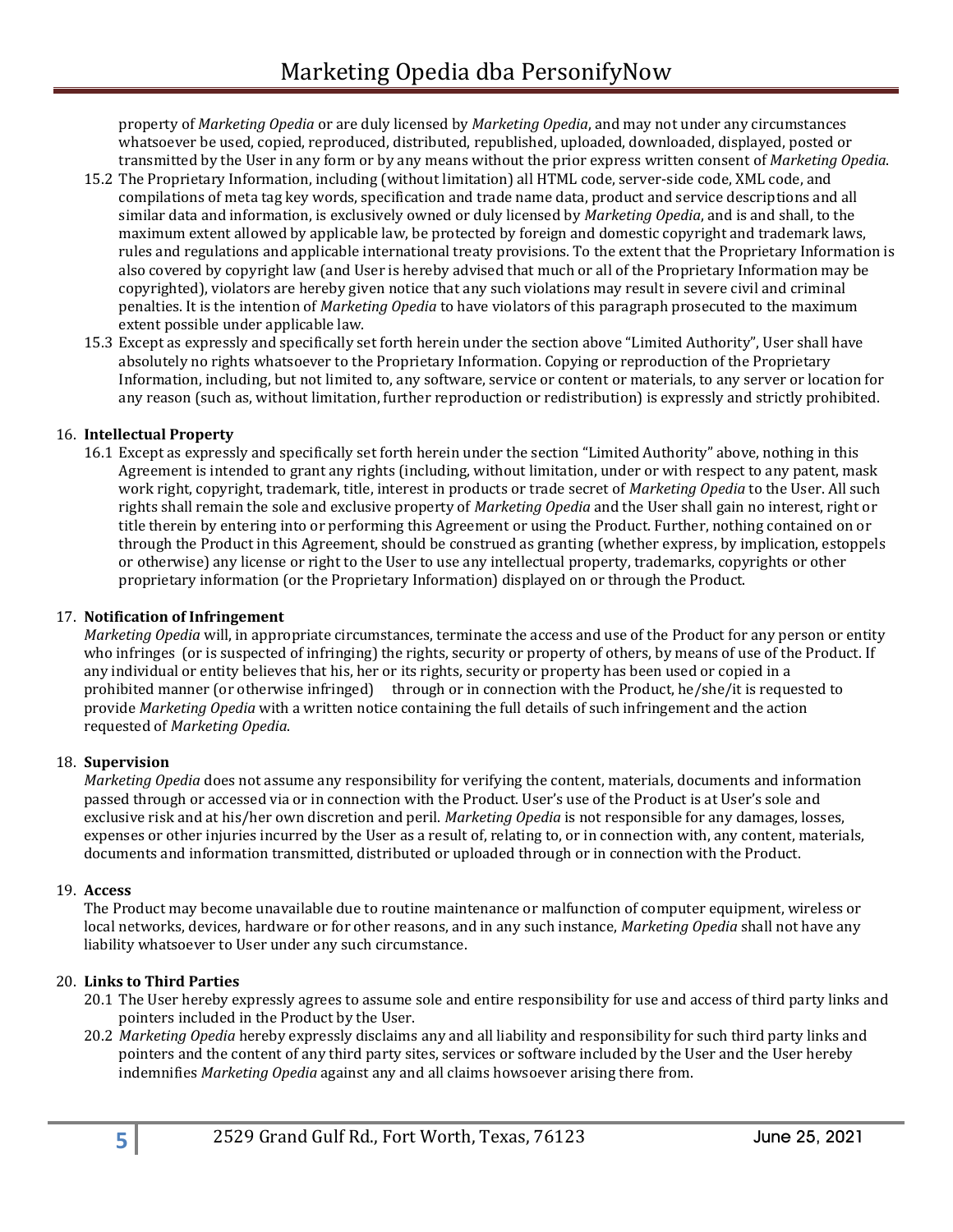property of *Marketing Opedia* or are duly licensed by *Marketing Opedia*, and may not under any circumstances whatsoever be used, copied, reproduced, distributed, republished, uploaded, downloaded, displayed, posted or transmitted by the User in any form or by any means without the prior express written consent of *Marketing Opedia*.

15.2 The Proprietary Information, including (without limitation) all HTML code, server-side code, XML code, and compilations of meta tag key words, specification and trade name data, product and service descriptions and all similar data and information, is exclusively owned or duly licensed by *Marketing Opedia*, and is and shall, to the maximum extent allowed by applicable law, be protected by foreign and domestic copyright and trademark laws, rules and regulations and applicable international treaty provisions. To the extent that the Proprietary Information is also covered by copyright law (and User is hereby advised that much or all of the Proprietary Information may be copyrighted), violators are hereby given notice that any such violations may result in severe civil and criminal penalties. It is the intention of *Marketing Opedia* to have violators of this paragraph prosecuted to the maximum extent possible under applicable law.

15.3 Except as expressly and specifically set forth herein under the section above "Limited Authority", User shall have absolutely no rights whatsoever to the Proprietary Information. Copying or reproduction of the Proprietary Information, including, but not limited to, any software, service or content or materials, to any server or location for any reason (such as, without limitation, further reproduction or redistribution) is expressly and strictly prohibited.

16. **Intellectual Property**

16.1 Except as expressly and specifically set forth herein under the section "Limited Authority" above, nothing in this Agreement is intended to grant any rights (including, without limitation, under or with respect to any patent, mask work right, copyright, trademark, title, interest in products or trade secret of *Marketing Opedia* to the User. All such rights shall remain the sole and exclusive property of *Marketing Opedia* and the User shall gain no interest, right or title therein by entering into or performing this Agreement or using the Product. Further, nothing contained on or through the Product in this Agreement, should be construed as granting (whether express, by implication, estoppels or otherwise) any license or right to the User to use any intellectual property, trademarks, copyrights or other proprietary information (or the Proprietary Information) displayed on or through the Product.

17. **Notification of Infringement**

*Marketing Opedia* will, in appropriate circumstances, terminate the access and use of the Product for any person or entity who infringes (or is suspected of infringing) the rights, security or property of others, by means of use of the Product. If any individual or entity believes that his, her or its rights, security or property has been used or copied in a prohibited manner (or otherwise infringed) through or in connection with the Product, he/she/it is requested to provide *Marketing Opedia* with a written notice containing the full details of such infringement and the action requested of *Marketing Opedia*.

18. **Supervision**

*Marketing Opedia* does not assume any responsibility for verifying the content, materials, documents and information passed through or accessed via or in connection with the Product. User's use of the Product is at User's sole and exclusive risk and at his/her own discretion and peril. *Marketing Opedia* is not responsible for any damages, losses, expenses or other injuries incurred by the User as a result of, relating to, or in connection with, any content, materials, documents and information transmitted, distributed or uploaded through or in connection with the Product.

19. **Access**

The Product may become unavailable due to routine maintenance or malfunction of computer equipment, wireless or local networks, devices, hardware or for other reasons, and in any such instance, *Marketing Opedia* shall not have any liability whatsoever to User under any such circumstance.

20. **Links to Third Parties**

20.1 The User hereby expressly agrees to assume sole and entire responsibility for use and access of third party links and pointers included in the Product by the User.

20.2 *Marketing Opedia* hereby expressly disclaims any and all liability and responsibility for such third party links and pointers and the content of any third party sites, services or software included by the User and the User hereby indemnifies *Marketing Opedia* against any and all claims howsoever arising there from.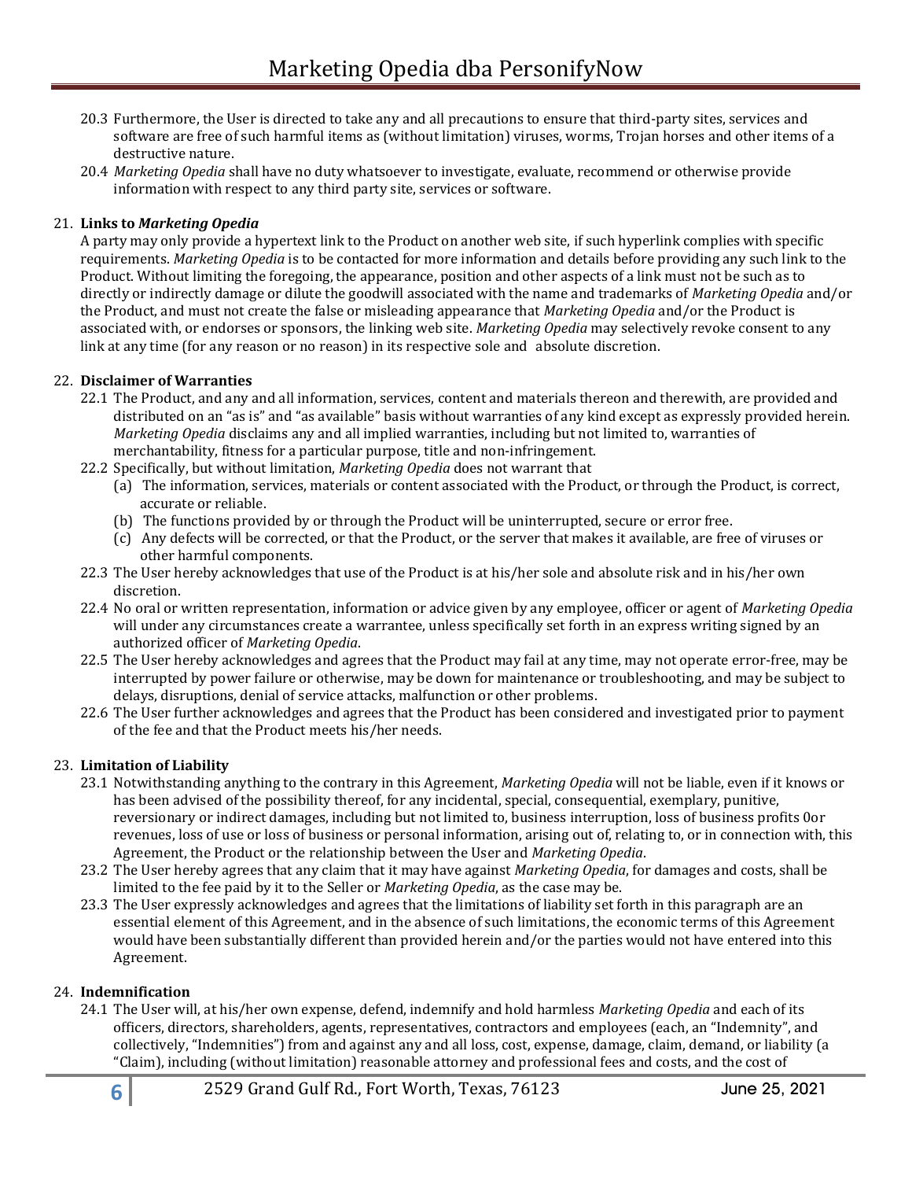20.3 Furthermore, the User is directed to take any and all precautions to ensure that third-party sites, services and software are free of such harmful items as (without limitation) viruses, worms, Trojan horses and other items of a destructive nature.

20.4 *Marketing Opedia* shall have no duty whatsoever to investigate, evaluate, recommend or otherwise provide information with respect to any third party site, services or software.

21. **Links to *Marketing Opedia***

A party may only provide a hypertext link to the Product on another web site, if such hyperlink complies with specific requirements. *Marketing Opedia* is to be contacted for more information and details before providing any such link to the Product. Without limiting the foregoing, the appearance, position and other aspects of a link must not be such as to directly or indirectly damage or dilute the goodwill associated with the name and trademarks of *Marketing Opedia* and/or the Product, and must not create the false or misleading appearance that *Marketing Opedia* and/or the Product is associated with, or endorses or sponsors, the linking web site. *Marketing Opedia* may selectively revoke consent to any link at any time (for any reason or no reason) in its respective sole and absolute discretion.

22. **Disclaimer of Warranties**

22.1 The Product, and any and all information, services, content and materials thereon and therewith, are provided and distributed on an "as is" and "as available" basis without warranties of any kind except as expressly provided herein. *Marketing Opedia* disclaims any and all implied warranties, including but not limited to, warranties of merchantability, fitness for a particular purpose, title and non-infringement.

22.2 Specifically, but without limitation, *Marketing Opedia* does not warrant that

(a) The information, services, materials or content associated with the Product, or through the Product, is correct, accurate or reliable.

(b) The functions provided by or through the Product will be uninterrupted, secure or error free.

(c) Any defects will be corrected, or that the Product, or the server that makes it available, are free of viruses or other harmful components.

22.3 The User hereby acknowledges that use of the Product is at his/her sole and absolute risk and in his/her own discretion.

22.4 No oral or written representation, information or advice given by any employee, officer or agent of *Marketing Opedia* will under any circumstances create a warrantee, unless specifically set forth in an express writing signed by an authorized officer of *Marketing Opedia*.

22.5 The User hereby acknowledges and agrees that the Product may fail at any time, may not operate error-free, may be interrupted by power failure or otherwise, may be down for maintenance or troubleshooting, and may be subject to delays, disruptions, denial of service attacks, malfunction or other problems.

22.6 The User further acknowledges and agrees that the Product has been considered and investigated prior to payment of the fee and that the Product meets his/her needs.

23. **Limitation of Liability**

23.1 Notwithstanding anything to the contrary in this Agreement, *Marketing Opedia* will not be liable, even if it knows or has been advised of the possibility thereof, for any incidental, special, consequential, exemplary, punitive, reversionary or indirect damages, including but not limited to, business interruption, loss of business profits 0or revenues, loss of use or loss of business or personal information, arising out of, relating to, or in connection with, this Agreement, the Product or the relationship between the User and *Marketing Opedia*.

23.2 The User hereby agrees that any claim that it may have against *Marketing Opedia*, for damages and costs, shall be limited to the fee paid by it to the Seller or *Marketing Opedia*, as the case may be.

23.3 The User expressly acknowledges and agrees that the limitations of liability set forth in this paragraph are an essential element of this Agreement, and in the absence of such limitations, the economic terms of this Agreement would have been substantially different than provided herein and/or the parties would not have entered into this Agreement.

24. **Indemnification**

24.1 The User will, at his/her own expense, defend, indemnify and hold harmless *Marketing Opedia* and each of its officers, directors, shareholders, agents, representatives, contractors and employees (each, an "Indemnity", and collectively, "Indemnities") from and against any and all loss, cost, expense, damage, claim, demand, or liability (a "Claim), including (without limitation) reasonable attorney and professional fees and costs, and the cost of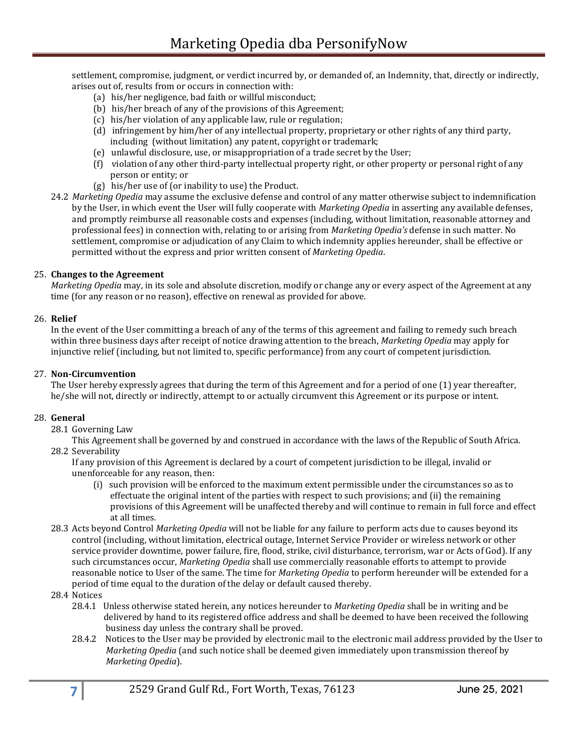settlement, compromise, judgment, or verdict incurred by, or demanded of, an Indemnity, that, directly or indirectly, arises out of, results from or occurs in connection with:

(a) his/her negligence, bad faith or willful misconduct;
(b) his/her breach of any of the provisions of this Agreement;
(c) his/her violation of any applicable law, rule or regulation;
(d) infringement by him/her of any intellectual property, proprietary or other rights of any third party, including (without limitation) any patent, copyright or trademark;
(e) unlawful disclosure, use, or misappropriation of a trade secret by the User;
(f) violation of any other third-party intellectual property right, or other property or personal right of any person or entity; or
(g) his/her use of (or inability to use) the Product.

24.2 *Marketing Opedia* may assume the exclusive defense and control of any matter otherwise subject to indemnification by the User, in which event the User will fully cooperate with *Marketing Opedia* in asserting any available defenses, and promptly reimburse all reasonable costs and expenses (including, without limitation, reasonable attorney and professional fees) in connection with, relating to or arising from *Marketing Opedia's* defense in such matter. No settlement, compromise or adjudication of any Claim to which indemnity applies hereunder, shall be effective or permitted without the express and prior written consent of *Marketing Opedia*.

25. **Changes to the Agreement**

*Marketing Opedia* may, in its sole and absolute discretion, modify or change any or every aspect of the Agreement at any time (for any reason or no reason), effective on renewal as provided for above.

26. **Relief**

In the event of the User committing a breach of any of the terms of this agreement and failing to remedy such breach within three business days after receipt of notice drawing attention to the breach, *Marketing Opedia* may apply for injunctive relief (including, but not limited to, specific performance) from any court of competent jurisdiction.

27. **Non-Circumvention**

The User hereby expressly agrees that during the term of this Agreement and for a period of one (1) year thereafter, he/she will not, directly or indirectly, attempt to or actually circumvent this Agreement or its purpose or intent.

28. **General**

28.1 Governing Law

This Agreement shall be governed by and construed in accordance with the laws of the Republic of South Africa.

28.2 Severability

If any provision of this Agreement is declared by a court of competent jurisdiction to be illegal, invalid or unenforceable for any reason, then:

(i) such provision will be enforced to the maximum extent permissible under the circumstances so as to effectuate the original intent of the parties with respect to such provisions; and (ii) the remaining provisions of this Agreement will be unaffected thereby and will continue to remain in full force and effect at all times.

28.3 Acts beyond Control *Marketing Opedia* will not be liable for any failure to perform acts due to causes beyond its control (including, without limitation, electrical outage, Internet Service Provider or wireless network or other service provider downtime, power failure, fire, flood, strike, civil disturbance, terrorism, war or Acts of God). If any such circumstances occur, *Marketing Opedia* shall use commercially reasonable efforts to attempt to provide reasonable notice to User of the same. The time for *Marketing Opedia* to perform hereunder will be extended for a period of time equal to the duration of the delay or default caused thereby.

28.4 Notices

28.4.1 Unless otherwise stated herein, any notices hereunder to *Marketing Opedia* shall be in writing and be delivered by hand to its registered office address and shall be deemed to have been received the following business day unless the contrary shall be proved.

28.4.2 Notices to the User may be provided by electronic mail to the electronic mail address provided by the User to *Marketing Opedia* (and such notice shall be deemed given immediately upon transmission thereof by *Marketing Opedia*).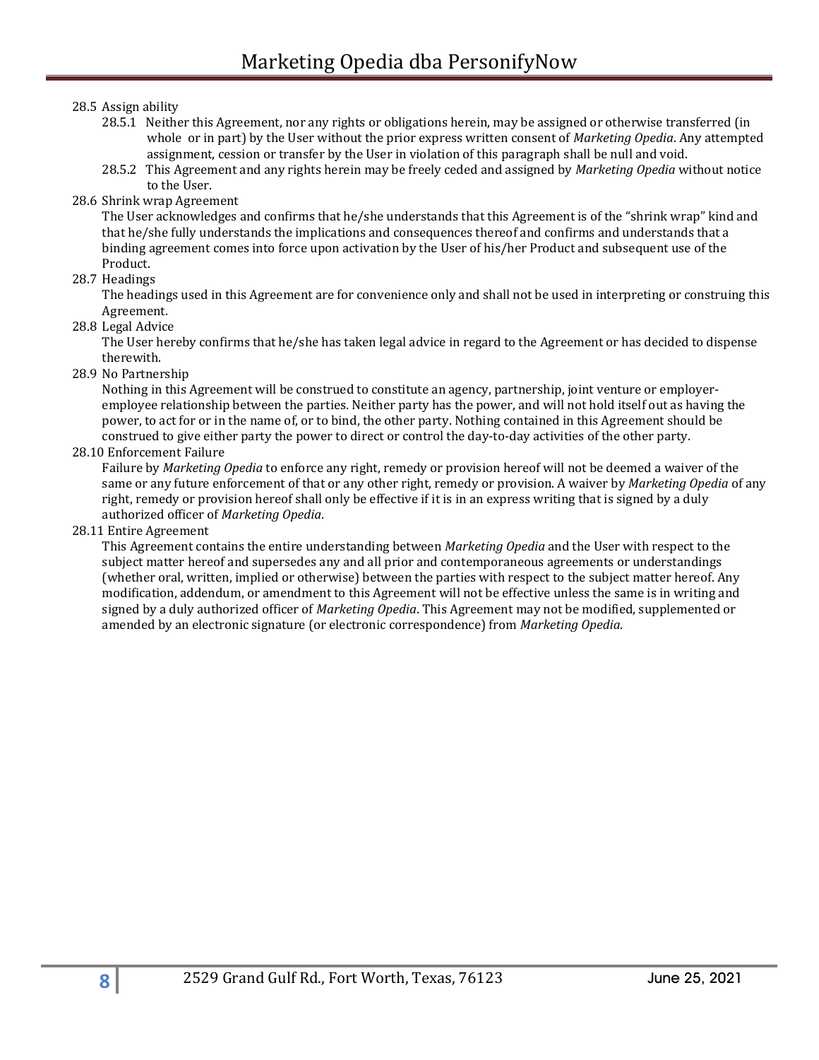28.5 Assign ability

28.5.1 Neither this Agreement, nor any rights or obligations herein, may be assigned or otherwise transferred (in whole or in part) by the User without the prior express written consent of *Marketing Opedia*. Any attempted assignment, cession or transfer by the User in violation of this paragraph shall be null and void.

28.5.2 This Agreement and any rights herein may be freely ceded and assigned by *Marketing Opedia* without notice to the User.

28.6 Shrink wrap Agreement

The User acknowledges and confirms that he/she understands that this Agreement is of the "shrink wrap" kind and that he/she fully understands the implications and consequences thereof and confirms and understands that a binding agreement comes into force upon activation by the User of his/her Product and subsequent use of the Product.

28.7 Headings

The headings used in this Agreement are for convenience only and shall not be used in interpreting or construing this Agreement.

28.8 Legal Advice

The User hereby confirms that he/she has taken legal advice in regard to the Agreement or has decided to dispense therewith.

28.9 No Partnership

Nothing in this Agreement will be construed to constitute an agency, partnership, joint venture or employer-employee relationship between the parties. Neither party has the power, and will not hold itself out as having the power, to act for or in the name of, or to bind, the other party. Nothing contained in this Agreement should be construed to give either party the power to direct or control the day-to-day activities of the other party.

28.10 Enforcement Failure

Failure by *Marketing Opedia* to enforce any right, remedy or provision hereof will not be deemed a waiver of the same or any future enforcement of that or any other right, remedy or provision. A waiver by *Marketing Opedia* of any right, remedy or provision hereof shall only be effective if it is in an express writing that is signed by a duly authorized officer of *Marketing Opedia*.

28.11 Entire Agreement

This Agreement contains the entire understanding between *Marketing Opedia* and the User with respect to the subject matter hereof and supersedes any and all prior and contemporaneous agreements or understandings (whether oral, written, implied or otherwise) between the parties with respect to the subject matter hereof. Any modification, addendum, or amendment to this Agreement will not be effective unless the same is in writing and signed by a duly authorized officer of *Marketing Opedia*. This Agreement may not be modified, supplemented or amended by an electronic signature (or electronic correspondence) from *Marketing Opedia*.